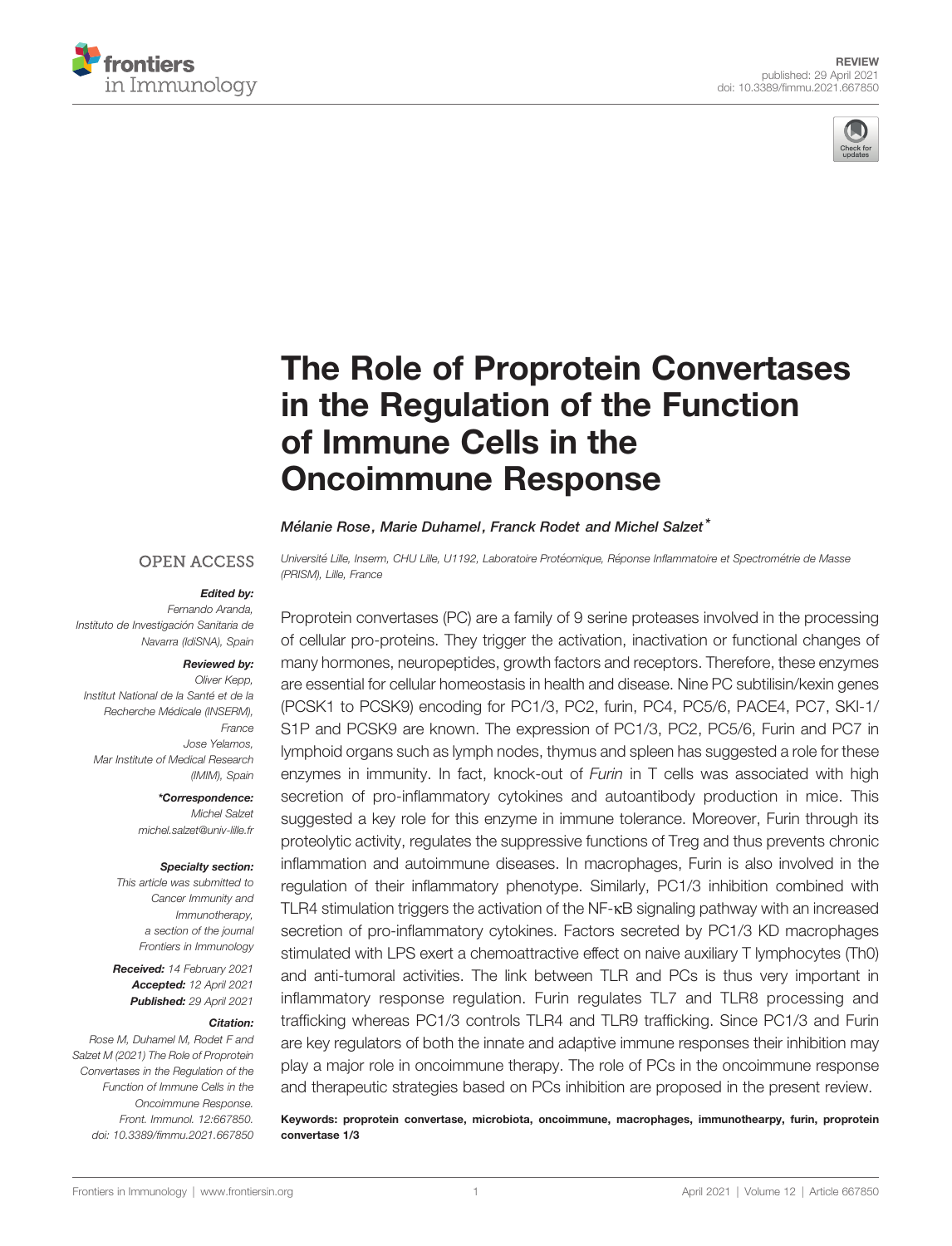REVIEW
published: 29 April 2021
doi: 10.3389/fimmu.2021.667850

# The Role of Proprotein Convertases in the Regulation of the Function of Immune Cells in the Oncoimmune Response

**Mélanie Rose, Marie Duhamel, Franck Rodet and Michel Salzet***

*Université Lille, Inserm, CHU Lille, U1192, Laboratoire Protéomique, Réponse Inflammatoire et Spectrométrie de Masse (PRISM), Lille, France*

OPEN ACCESS

***Edited by:***
*Fernando Aranda, Instituto de Investigación Sanitaria de Navarra (IdiSNA), Spain*

***Reviewed by:***
*Oliver Kepp, Institut National de la Santé et de la Recherche Médicale (INSERM), France*
*Jose Yelamos, Mar Institute of Medical Research (IMIM), Spain*

***\*Correspondence:***
*Michel Salzet*
*michel.salzet@univ-lille.fr*

***Specialty section:***
*This article was submitted to Cancer Immunity and Immunotherapy, a section of the journal Frontiers in Immunology*

***Received:*** *14 February 2021*
***Accepted:*** *12 April 2021*
***Published:*** *29 April 2021*

***Citation:***
*Rose M, Duhamel M, Rodet F and Salzet M (2021) The Role of Proprotein Convertases in the Regulation of the Function of Immune Cells in the Oncoimmune Response. Front. Immunol. 12:667850. doi: 10.3389/fimmu.2021.667850*

Proprotein convertases (PC) are a family of 9 serine proteases involved in the processing of cellular pro-proteins. They trigger the activation, inactivation or functional changes of many hormones, neuropeptides, growth factors and receptors. Therefore, these enzymes are essential for cellular homeostasis in health and disease. Nine PC subtilisin/kexin genes (PCSK1 to PCSK9) encoding for PC1/3, PC2, furin, PC4, PC5/6, PACE4, PC7, SKI-1/S1P and PCSK9 are known. The expression of PC1/3, PC2, PC5/6, Furin and PC7 in lymphoid organs such as lymph nodes, thymus and spleen has suggested a role for these enzymes in immunity. In fact, knock-out of *Furin* in T cells was associated with high secretion of pro-inflammatory cytokines and autoantibody production in mice. This suggested a key role for this enzyme in immune tolerance. Moreover, Furin through its proteolytic activity, regulates the suppressive functions of Treg and thus prevents chronic inflammation and autoimmune diseases. In macrophages, Furin is also involved in the regulation of their inflammatory phenotype. Similarly, PC1/3 inhibition combined with TLR4 stimulation triggers the activation of the NF-κB signaling pathway with an increased secretion of pro-inflammatory cytokines. Factors secreted by PC1/3 KD macrophages stimulated with LPS exert a chemoattractive effect on naive auxiliary T lymphocytes (Th0) and anti-tumoral activities. The link between TLR and PCs is thus very important in inflammatory response regulation. Furin regulates TL7 and TLR8 processing and trafficking whereas PC1/3 controls TLR4 and TLR9 trafficking. Since PC1/3 and Furin are key regulators of both the innate and adaptive immune responses their inhibition may play a major role in oncoimmune therapy. The role of PCs in the oncoimmune response and therapeutic strategies based on PCs inhibition are proposed in the present review.

**Keywords: proprotein convertase, microbiota, oncoimmune, macrophages, immunothearpy, furin, proprotein convertase 1/3**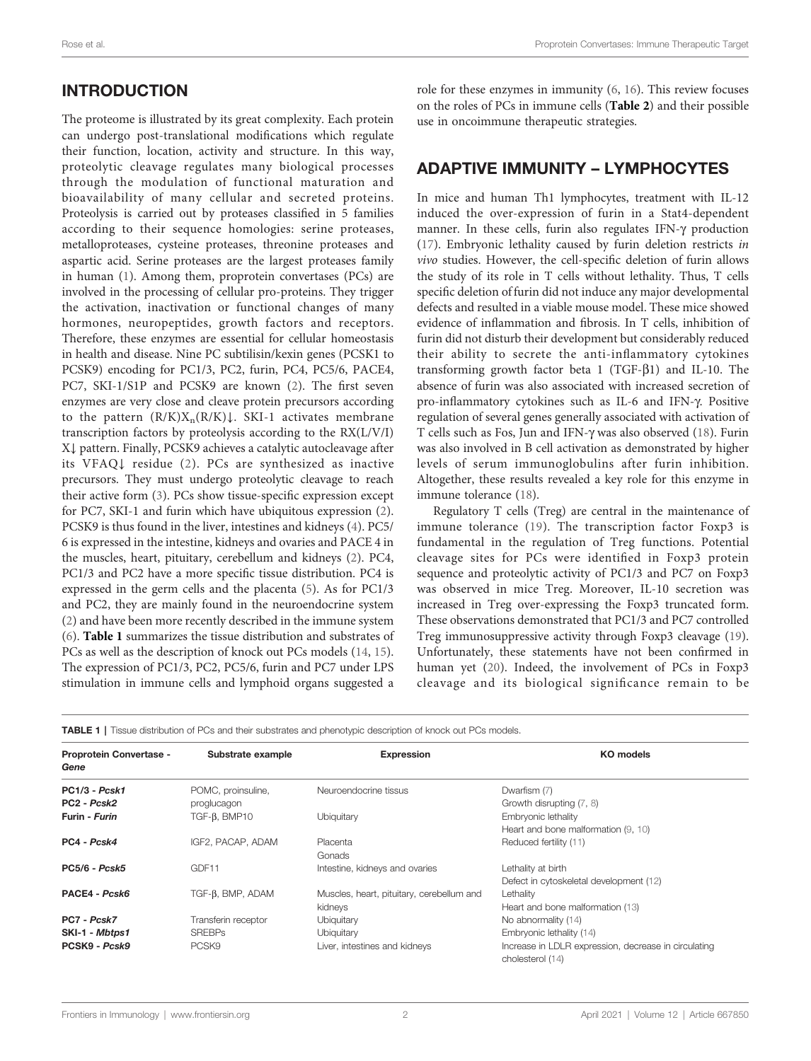## INTRODUCTION

The proteome is illustrated by its great complexity. Each protein can undergo post-translational modifications which regulate their function, location, activity and structure. In this way, proteolytic cleavage regulates many biological processes through the modulation of functional maturation and bioavailability of many cellular and secreted proteins. Proteolysis is carried out by proteases classified in 5 families according to their sequence homologies: serine proteases, metalloproteases, cysteine proteases, threonine proteases and aspartic acid. Serine proteases are the largest proteases family in human (1). Among them, proprotein convertases (PCs) are involved in the processing of cellular pro-proteins. They trigger the activation, inactivation or functional changes of many hormones, neuropeptides, growth factors and receptors. Therefore, these enzymes are essential for cellular homeostasis in health and disease. Nine PC subtilisin/kexin genes (PCSK1 to PCSK9) encoding for PC1/3, PC2, furin, PC4, PC5/6, PACE4, PC7, SKI-1/S1P and PCSK9 are known (2). The first seven enzymes are very close and cleave protein precursors according to the pattern $(R/K)X_n(R/K)\downarrow$. SKI-1 activates membrane transcription factors by proteolysis according to the RX(L/V/I)X↓ pattern. Finally, PCSK9 achieves a catalytic autocleavage after its VFAQ↓ residue (2). PCs are synthesized as inactive precursors. They must undergo proteolytic cleavage to reach their active form (3). PCs show tissue-specific expression except for PC7, SKI-1 and furin which have ubiquitous expression (2). PCSK9 is thus found in the liver, intestines and kidneys (4). PC5/6 is expressed in the intestine, kidneys and ovaries and PACE 4 in the muscles, heart, pituitary, cerebellum and kidneys (2). PC4, PC1/3 and PC2 have a more specific tissue distribution. PC4 is expressed in the germ cells and the placenta (5). As for PC1/3 and PC2, they are mainly found in the neuroendocrine system (2) and have been more recently described in the immune system (6). **Table 1** summarizes the tissue distribution and substrates of PCs as well as the description of knock out PCs models (14, 15). The expression of PC1/3, PC2, PC5/6, furin and PC7 under LPS stimulation in immune cells and lymphoid organs suggested a role for these enzymes in immunity (6, 16). This review focuses on the roles of PCs in immune cells (**Table 2**) and their possible use in oncoimmune therapeutic strategies.

## ADAPTIVE IMMUNITY – LYMPHOCYTES

In mice and human Th1 lymphocytes, treatment with IL-12 induced the over-expression of furin in a Stat4-dependent manner. In these cells, furin also regulates IFN-γ production (17). Embryonic lethality caused by furin deletion restricts *in vivo* studies. However, the cell-specific deletion of furin allows the study of its role in T cells without lethality. Thus, T cells specific deletion of furin did not induce any major developmental defects and resulted in a viable mouse model. These mice showed evidence of inflammation and fibrosis. In T cells, inhibition of furin did not disturb their development but considerably reduced their ability to secrete the anti-inflammatory cytokines transforming growth factor beta 1 (TGF-β1) and IL-10. The absence of furin was also associated with increased secretion of pro-inflammatory cytokines such as IL-6 and IFN-γ. Positive regulation of several genes generally associated with activation of T cells such as Fos, Jun and IFN-γ was also observed (18). Furin was also involved in B cell activation as demonstrated by higher levels of serum immunoglobulins after furin inhibition. Altogether, these results revealed a key role for this enzyme in immune tolerance (18).

Regulatory T cells (Treg) are central in the maintenance of immune tolerance (19). The transcription factor Foxp3 is fundamental in the regulation of Treg functions. Potential cleavage sites for PCs were identified in Foxp3 protein sequence and proteolytic activity of PC1/3 and PC7 on Foxp3 was observed in mice Treg. Moreover, IL-10 secretion was increased in Treg over-expressing the Foxp3 truncated form. These observations demonstrated that PC1/3 and PC7 controlled Treg immunosuppressive activity through Foxp3 cleavage (19). Unfortunately, these statements have not been confirmed in human yet (20). Indeed, the involvement of PCs in Foxp3 cleavage and its biological significance remain to be

**TABLE 1** | Tissue distribution of PCs and their substrates and phenotypic description of knock out PCs models.

| Proprotein Convertase - *Gene* | Substrate example | Expression | KO models |
|---|---|---|---|
| **PC1/3 - *Pcsk1*** | POMC, proinsuline, | Neuroendocrine tissus | Dwarfism (7) |
| **PC2 - *Pcsk2*** | proglucagon | | Growth disrupting (7, 8) |
| **Furin - *Furin*** | TGF-β, BMP10 | Ubiquitary | Embryonic lethality<br>Heart and bone malformation (9, 10) |
| **PC4 - *Pcsk4*** | IGF2, PACAP, ADAM | Placenta<br>Gonads | Reduced fertility (11) |
| **PC5/6 - *Pcsk5*** | GDF11 | Intestine, kidneys and ovaries | Lethality at birth<br>Defect in cytoskeletal development (12) |
| **PACE4 - *Pcsk6*** | TGF-β, BMP, ADAM | Muscles, heart, pituitary, cerebellum and kidneys | Lethality<br>Heart and bone malformation (13) |
| **PC7 - *Pcsk7*** | Transferin receptor | Ubiquitary | No abnormality (14) |
| **SKI-1 - *Mbtps1*** | SREBPs | Ubiquitary | Embryonic lethality (14) |
| **PCSK9 - *Pcsk9*** | PCSK9 | Liver, intestines and kidneys | Increase in LDLR expression, decrease in circulating cholesterol (14) |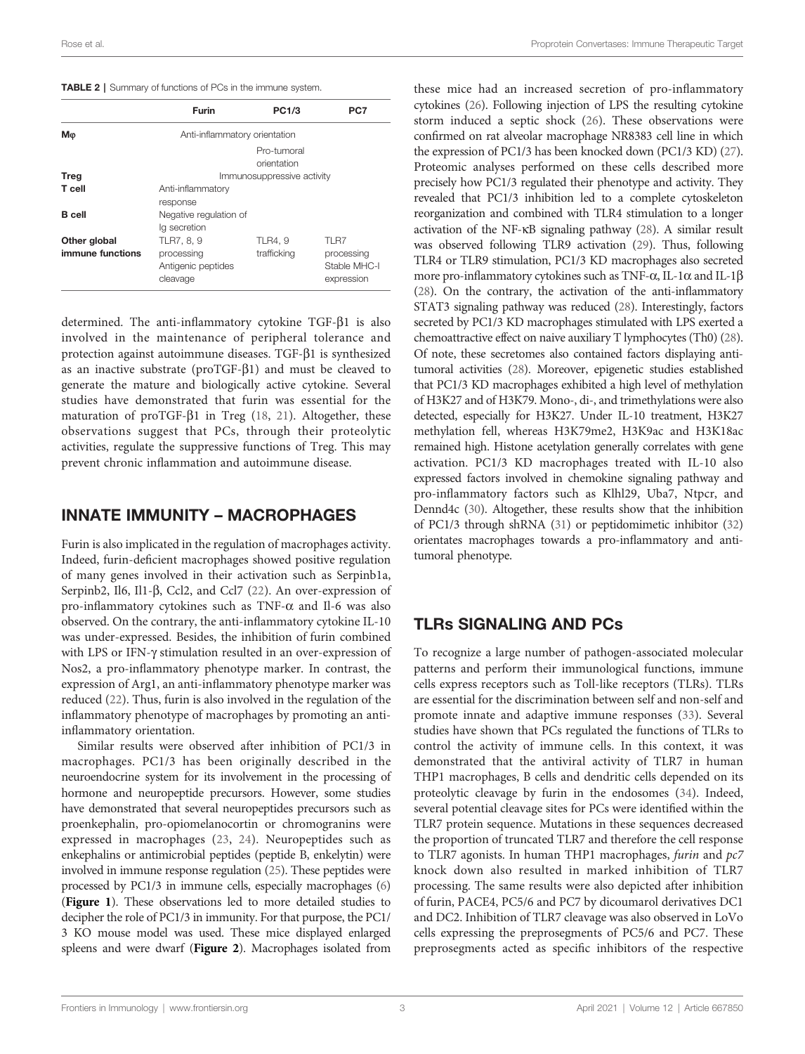**TABLE 2** | Summary of functions of PCs in the immune system.

| | Furin | PC1/3 | PC7 |
|---|---|---|---|
| **Mφ** | Anti-inflammatory orientation | | |
| | | Pro-tumoral orientation | |
| **Treg** | Immunosuppressive activity | | |
| **T cell** | Anti-inflammatory response | | |
| **B cell** | Negative regulation of Ig secretion | | |
| **Other global immune functions** | TLR7, 8, 9 processing Antigenic peptides cleavage | TLR4, 9 trafficking | TLR7 processing Stable MHC-I expression |

determined. The anti-inflammatory cytokine TGF-β1 is also involved in the maintenance of peripheral tolerance and protection against autoimmune diseases. TGF-β1 is synthesized as an inactive substrate (proTGF-β1) and must be cleaved to generate the mature and biologically active cytokine. Several studies have demonstrated that furin was essential for the maturation of proTGF-β1 in Treg (18, 21). Altogether, these observations suggest that PCs, through their proteolytic activities, regulate the suppressive functions of Treg. This may prevent chronic inflammation and autoimmune disease.

## INNATE IMMUNITY – MACROPHAGES

Furin is also implicated in the regulation of macrophages activity. Indeed, furin-deficient macrophages showed positive regulation of many genes involved in their activation such as Serpinb1a, Serpinb2, Il6, Il1-β, Ccl2, and Ccl7 (22). An over-expression of pro-inflammatory cytokines such as TNF-α and Il-6 was also observed. On the contrary, the anti-inflammatory cytokine IL-10 was under-expressed. Besides, the inhibition of furin combined with LPS or IFN-γ stimulation resulted in an over-expression of Nos2, a pro-inflammatory phenotype marker. In contrast, the expression of Arg1, an anti-inflammatory phenotype marker was reduced (22). Thus, furin is also involved in the regulation of the inflammatory phenotype of macrophages by promoting an anti-inflammatory orientation.

Similar results were observed after inhibition of PC1/3 in macrophages. PC1/3 has been originally described in the neuroendocrine system for its involvement in the processing of hormone and neuropeptide precursors. However, some studies have demonstrated that several neuropeptides precursors such as proenkephalin, pro-opiomelanocortin or chromogranins were expressed in macrophages (23, 24). Neuropeptides such as enkephalins or antimicrobial peptides (peptide B, enkelytin) were involved in immune response regulation (25). These peptides were processed by PC1/3 in immune cells, especially macrophages (6) (**Figure 1**). These observations led to more detailed studies to decipher the role of PC1/3 in immunity. For that purpose, the PC1/3 KO mouse model was used. These mice displayed enlarged spleens and were dwarf (**Figure 2**). Macrophages isolated from these mice had an increased secretion of pro-inflammatory cytokines (26). Following injection of LPS the resulting cytokine storm induced a septic shock (26). These observations were confirmed on rat alveolar macrophage NR8383 cell line in which the expression of PC1/3 has been knocked down (PC1/3 KD) (27). Proteomic analyses performed on these cells described more precisely how PC1/3 regulated their phenotype and activity. They revealed that PC1/3 inhibition led to a complete cytoskeleton reorganization and combined with TLR4 stimulation to a longer activation of the NF-κB signaling pathway (28). A similar result was observed following TLR9 activation (29). Thus, following TLR4 or TLR9 stimulation, PC1/3 KD macrophages also secreted more pro-inflammatory cytokines such as TNF-α, IL-1α and IL-1β (28). On the contrary, the activation of the anti-inflammatory STAT3 signaling pathway was reduced (28). Interestingly, factors secreted by PC1/3 KD macrophages stimulated with LPS exerted a chemoattractive effect on naive auxiliary T lymphocytes (Th0) (28). Of note, these secretomes also contained factors displaying anti-tumoral activities (28). Moreover, epigenetic studies established that PC1/3 KD macrophages exhibited a high level of methylation of H3K27 and of H3K79. Mono-, di-, and trimethylations were also detected, especially for H3K27. Under IL-10 treatment, H3K27 methylation fell, whereas H3K79me2, H3K9ac and H3K18ac remained high. Histone acetylation generally correlates with gene activation. PC1/3 KD macrophages treated with IL-10 also expressed factors involved in chemokine signaling pathway and pro-inflammatory factors such as Klhl29, Uba7, Ntpcr, and Dennd4c (30). Altogether, these results show that the inhibition of PC1/3 through shRNA (31) or peptidomimetic inhibitor (32) orientates macrophages towards a pro-inflammatory and anti-tumoral phenotype.

## TLRs SIGNALING AND PCs

To recognize a large number of pathogen-associated molecular patterns and perform their immunological functions, immune cells express receptors such as Toll-like receptors (TLRs). TLRs are essential for the discrimination between self and non-self and promote innate and adaptive immune responses (33). Several studies have shown that PCs regulated the functions of TLRs to control the activity of immune cells. In this context, it was demonstrated that the antiviral activity of TLR7 in human THP1 macrophages, B cells and dendritic cells depended on its proteolytic cleavage by furin in the endosomes (34). Indeed, several potential cleavage sites for PCs were identified within the TLR7 protein sequence. Mutations in these sequences decreased the proportion of truncated TLR7 and therefore the cell response to TLR7 agonists. In human THP1 macrophages, *furin* and *pc7* knock down also resulted in marked inhibition of TLR7 processing. The same results were also depicted after inhibition of furin, PACE4, PC5/6 and PC7 by dicoumarol derivatives DC1 and DC2. Inhibition of TLR7 cleavage was also observed in LoVo cells expressing the preprosegments of PC5/6 and PC7. These preprosegments acted as specific inhibitors of the respective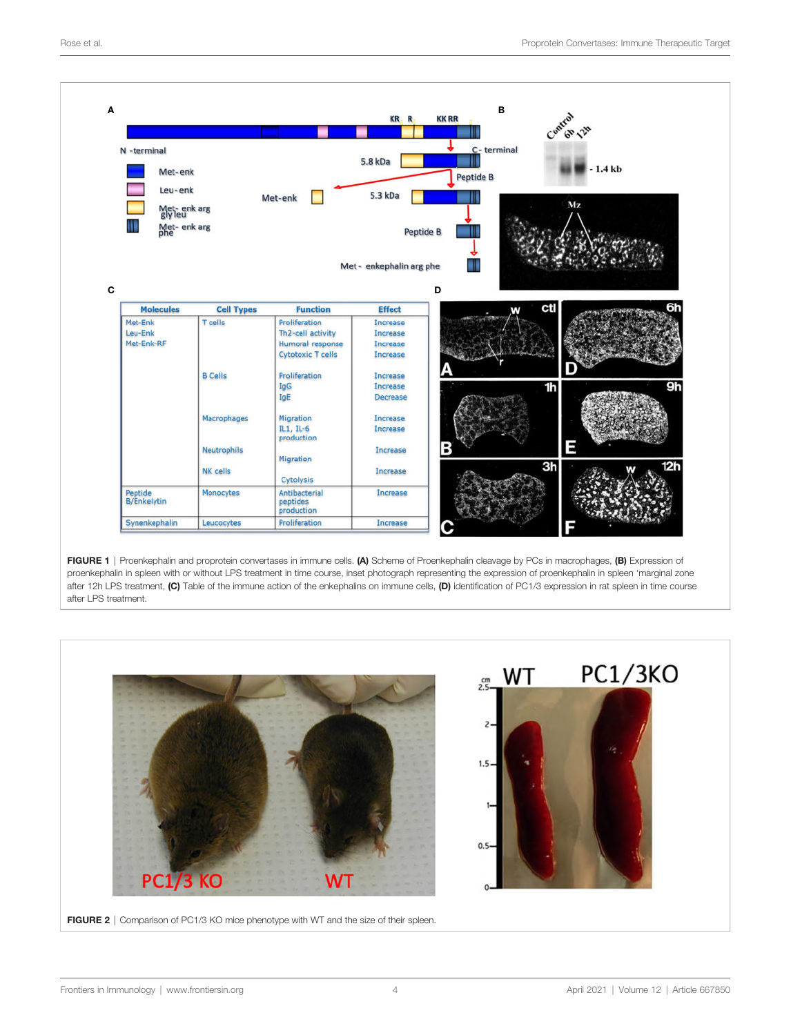**FIGURE 1** | Proenkephalin and proprotein convertases in immune cells. **(A)** Scheme of Proenkephalin cleavage by PCs in macrophages, **(B)** Expression of proenkephalin in spleen with or without LPS treatment in time course, inset photograph representing the expression of proenkephalin in spleen 'marginal zone after 12h LPS treatment, **(C)** Table of the immune action of the enkephalins on immune cells, **(D)** identification of PC1/3 expression in rat spleen in time course after LPS treatment.

**FIGURE 2** | Comparison of PC1/3 KO mice phenotype with WT and the size of their spleen.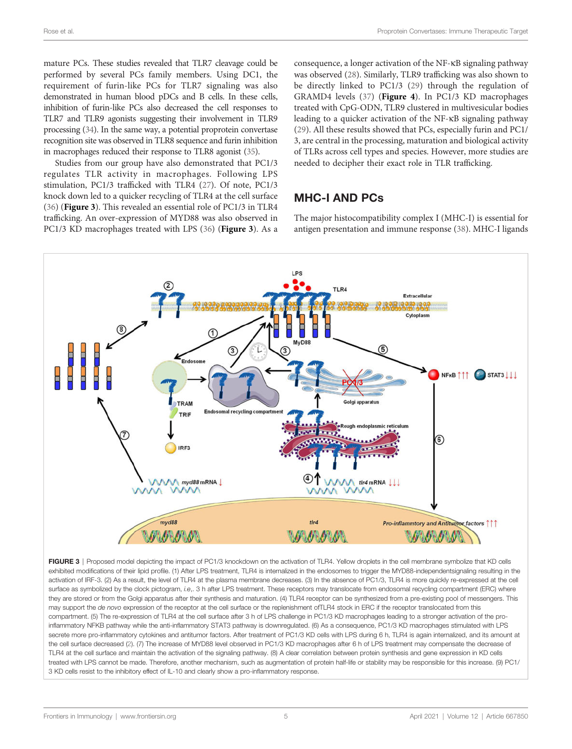mature PCs. These studies revealed that TLR7 cleavage could be performed by several PCs family members. Using DC1, the requirement of furin-like PCs for TLR7 signaling was also demonstrated in human blood pDCs and B cells. In these cells, inhibition of furin-like PCs also decreased the cell responses to TLR7 and TLR9 agonists suggesting their involvement in TLR9 processing (34). In the same way, a potential proprotein convertase recognition site was observed in TLR8 sequence and furin inhibition in macrophages reduced their response to TLR8 agonist (35).

Studies from our group have also demonstrated that PC1/3 regulates TLR activity in macrophages. Following LPS stimulation, PC1/3 trafficked with TLR4 (27). Of note, PC1/3 knock down led to a quicker recycling of TLR4 at the cell surface (36) (**Figure 3**). This revealed an essential role of PC1/3 in TLR4 trafficking. An over-expression of MYD88 was also observed in PC1/3 KD macrophages treated with LPS (36) (**Figure 3**). As a consequence, a longer activation of the NF-κB signaling pathway was observed (28). Similarly, TLR9 trafficking was also shown to be directly linked to PC1/3 (29) through the regulation of GRAMD4 levels (37) (**Figure 4**). In PC1/3 KD macrophages treated with CpG-ODN, TLR9 clustered in multivesicular bodies leading to a quicker activation of the NF-κB signaling pathway (29). All these results showed that PCs, especially furin and PC1/3, are central in the processing, maturation and biological activity of TLRs across cell types and species. However, more studies are needed to decipher their exact role in TLR trafficking.

## MHC-I AND PCs

The major histocompatibility complex I (MHC-I) is essential for antigen presentation and immune response (38). MHC-I ligands

**FIGURE 3** | Proposed model depicting the impact of PC1/3 knockdown on the activation of TLR4. Yellow droplets in the cell membrane symbolize that KD cells exhibited modifications of their lipid profile. (1) After LPS treatment, TLR4 is internalized in the endosomes to trigger the MYD88-independentsignaling resulting in the activation of IRF-3. (2) As a result, the level of TLR4 at the plasma membrane decreases. (3) In the absence of PC1/3, TLR4 is more quickly re-expressed at the cell surface as symbolized by the clock pictogram, *i.e*,. 3 h after LPS treatment. These receptors may translocate from endosomal recycling compartment (ERC) where they are stored or from the Golgi apparatus after their synthesis and maturation. (4) TLR4 receptor can be synthesized from a pre-existing pool of messengers. This may support the *de novo* expression of the receptor at the cell surface or the replenishment ofTLR4 stock in ERC if the receptor translocated from this compartment. (5) The re-expression of TLR4 at the cell surface after 3 h of LPS challenge in PC1/3 KD macrophages leading to a stronger activation of the pro-inflammatory NFKB pathway while the anti-inflammatory STAT3 pathway is downregulated. (6) As a consequence, PC1/3 KD macrophages stimulated with LPS secrete more pro-inflammatory cytokines and antitumor factors. After treatment of PC1/3 KD cells with LPS during 6 h, TLR4 is again internalized, and its amount at the cell surface decreased (2). (7) The increase of MYD88 level observed in PC1/3 KD macrophages after 6 h of LPS treatment may compensate the decrease of TLR4 at the cell surface and maintain the activation of the signaling pathway. (8) A clear correlation between protein synthesis and gene expression in KD cells treated with LPS cannot be made. Therefore, another mechanism, such as augmentation of protein half-life or stability may be responsible for this increase. (9) PC1/3 KD cells resist to the inhibitory effect of IL-10 and clearly show a pro-inflammatory response.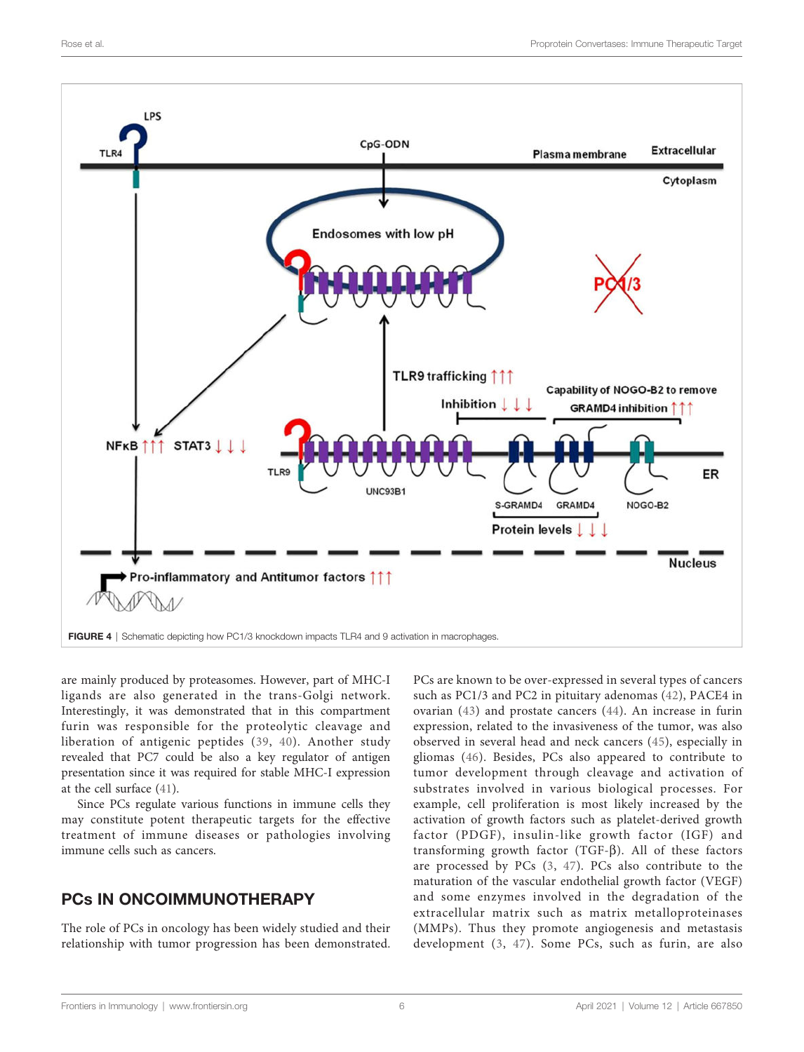**FIGURE 4** | Schematic depicting how PC1/3 knockdown impacts TLR4 and 9 activation in macrophages.

are mainly produced by proteasomes. However, part of MHC-I ligands are also generated in the trans-Golgi network. Interestingly, it was demonstrated that in this compartment furin was responsible for the proteolytic cleavage and liberation of antigenic peptides (39, 40). Another study revealed that PC7 could be also a key regulator of antigen presentation since it was required for stable MHC-I expression at the cell surface (41).

Since PCs regulate various functions in immune cells they may constitute potent therapeutic targets for the effective treatment of immune diseases or pathologies involving immune cells such as cancers.

## PCs IN ONCOIMMUNOTHERAPY

The role of PCs in oncology has been widely studied and their relationship with tumor progression has been demonstrated. PCs are known to be over-expressed in several types of cancers such as PC1/3 and PC2 in pituitary adenomas (42), PACE4 in ovarian (43) and prostate cancers (44). An increase in furin expression, related to the invasiveness of the tumor, was also observed in several head and neck cancers (45), especially in gliomas (46). Besides, PCs also appeared to contribute to tumor development through cleavage and activation of substrates involved in various biological processes. For example, cell proliferation is most likely increased by the activation of growth factors such as platelet-derived growth factor (PDGF), insulin-like growth factor (IGF) and transforming growth factor (TGF-β). All of these factors are processed by PCs (3, 47). PCs also contribute to the maturation of the vascular endothelial growth factor (VEGF) and some enzymes involved in the degradation of the extracellular matrix such as matrix metalloproteinases (MMPs). Thus they promote angiogenesis and metastasis development (3, 47). Some PCs, such as furin, are also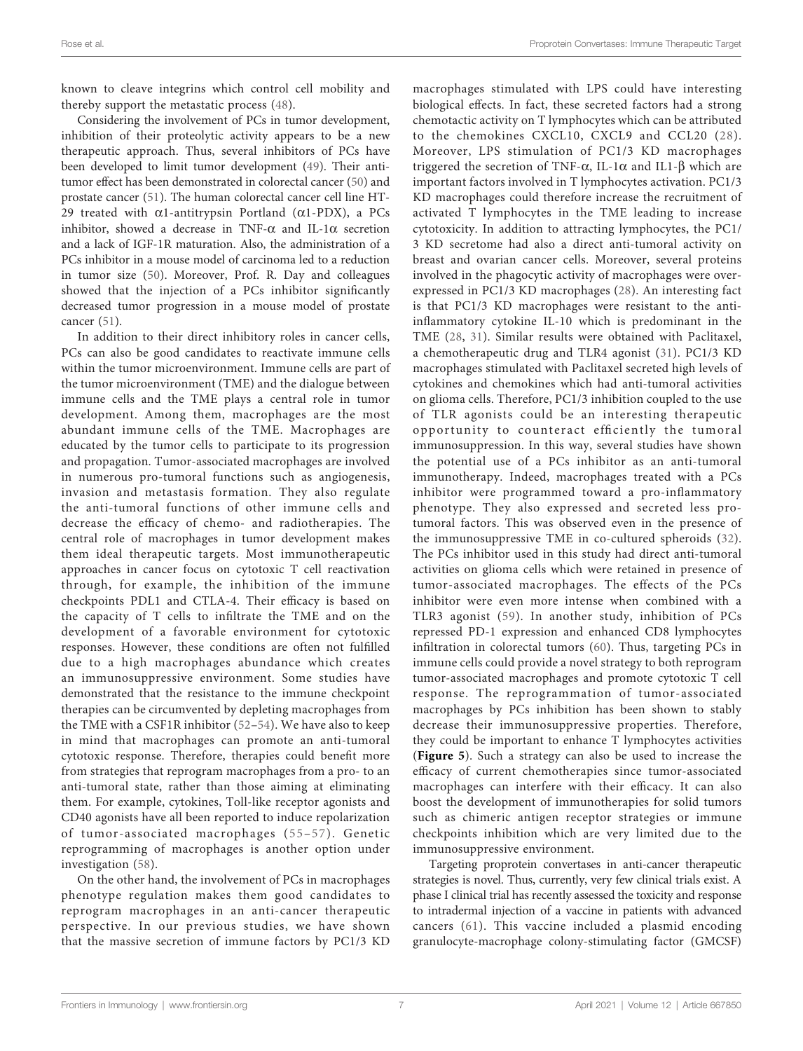known to cleave integrins which control cell mobility and thereby support the metastatic process (48).

Considering the involvement of PCs in tumor development, inhibition of their proteolytic activity appears to be a new therapeutic approach. Thus, several inhibitors of PCs have been developed to limit tumor development (49). Their anti-tumor effect has been demonstrated in colorectal cancer (50) and prostate cancer (51). The human colorectal cancer cell line HT-29 treated with α1-antitrypsin Portland (α1-PDX), a PCs inhibitor, showed a decrease in TNF-α and IL-1α secretion and a lack of IGF-1R maturation. Also, the administration of a PCs inhibitor in a mouse model of carcinoma led to a reduction in tumor size (50). Moreover, Prof. R. Day and colleagues showed that the injection of a PCs inhibitor significantly decreased tumor progression in a mouse model of prostate cancer (51).

In addition to their direct inhibitory roles in cancer cells, PCs can also be good candidates to reactivate immune cells within the tumor microenvironment. Immune cells are part of the tumor microenvironment (TME) and the dialogue between immune cells and the TME plays a central role in tumor development. Among them, macrophages are the most abundant immune cells of the TME. Macrophages are educated by the tumor cells to participate to its progression and propagation. Tumor-associated macrophages are involved in numerous pro-tumoral functions such as angiogenesis, invasion and metastasis formation. They also regulate the anti-tumoral functions of other immune cells and decrease the efficacy of chemo- and radiotherapies. The central role of macrophages in tumor development makes them ideal therapeutic targets. Most immunotherapeutic approaches in cancer focus on cytotoxic T cell reactivation through, for example, the inhibition of the immune checkpoints PDL1 and CTLA-4. Their efficacy is based on the capacity of T cells to infiltrate the TME and on the development of a favorable environment for cytotoxic responses. However, these conditions are often not fulfilled due to a high macrophages abundance which creates an immunosuppressive environment. Some studies have demonstrated that the resistance to the immune checkpoint therapies can be circumvented by depleting macrophages from the TME with a CSF1R inhibitor (52–54). We have also to keep in mind that macrophages can promote an anti-tumoral cytotoxic response. Therefore, therapies could benefit more from strategies that reprogram macrophages from a pro- to an anti-tumoral state, rather than those aiming at eliminating them. For example, cytokines, Toll-like receptor agonists and CD40 agonists have all been reported to induce repolarization of tumor-associated macrophages (55–57). Genetic reprogramming of macrophages is another option under investigation (58).

On the other hand, the involvement of PCs in macrophages phenotype regulation makes them good candidates to reprogram macrophages in an anti-cancer therapeutic perspective. In our previous studies, we have shown that the massive secretion of immune factors by PC1/3 KD macrophages stimulated with LPS could have interesting biological effects. In fact, these secreted factors had a strong chemotactic activity on T lymphocytes which can be attributed to the chemokines CXCL10, CXCL9 and CCL20 (28). Moreover, LPS stimulation of PC1/3 KD macrophages triggered the secretion of TNF-α, IL-1α and IL1-β which are important factors involved in T lymphocytes activation. PC1/3 KD macrophages could therefore increase the recruitment of activated T lymphocytes in the TME leading to increase cytotoxicity. In addition to attracting lymphocytes, the PC1/3 KD secretome had also a direct anti-tumoral activity on breast and ovarian cancer cells. Moreover, several proteins involved in the phagocytic activity of macrophages were over-expressed in PC1/3 KD macrophages (28). An interesting fact is that PC1/3 KD macrophages were resistant to the anti-inflammatory cytokine IL-10 which is predominant in the TME (28, 31). Similar results were obtained with Paclitaxel, a chemotherapeutic drug and TLR4 agonist (31). PC1/3 KD macrophages stimulated with Paclitaxel secreted high levels of cytokines and chemokines which had anti-tumoral activities on glioma cells. Therefore, PC1/3 inhibition coupled to the use of TLR agonists could be an interesting therapeutic opportunity to counteract efficiently the tumoral immunosuppression. In this way, several studies have shown the potential use of a PCs inhibitor as an anti-tumoral immunotherapy. Indeed, macrophages treated with a PCs inhibitor were programmed toward a pro-inflammatory phenotype. They also expressed and secreted less pro-tumoral factors. This was observed even in the presence of the immunosuppressive TME in co-cultured spheroids (32). The PCs inhibitor used in this study had direct anti-tumoral activities on glioma cells which were retained in presence of tumor-associated macrophages. The effects of the PCs inhibitor were even more intense when combined with a TLR3 agonist (59). In another study, inhibition of PCs repressed PD-1 expression and enhanced CD8 lymphocytes infiltration in colorectal tumors (60). Thus, targeting PCs in immune cells could provide a novel strategy to both reprogram tumor-associated macrophages and promote cytotoxic T cell response. The reprogrammation of tumor-associated macrophages by PCs inhibition has been shown to stably decrease their immunosuppressive properties. Therefore, they could be important to enhance T lymphocytes activities (**Figure 5**). Such a strategy can also be used to increase the efficacy of current chemotherapies since tumor-associated macrophages can interfere with their efficacy. It can also boost the development of immunotherapies for solid tumors such as chimeric antigen receptor strategies or immune checkpoints inhibition which are very limited due to the immunosuppressive environment.

Targeting proprotein convertases in anti-cancer therapeutic strategies is novel. Thus, currently, very few clinical trials exist. A phase I clinical trial has recently assessed the toxicity and response to intradermal injection of a vaccine in patients with advanced cancers (61). This vaccine included a plasmid encoding granulocyte-macrophage colony-stimulating factor (GMCSF)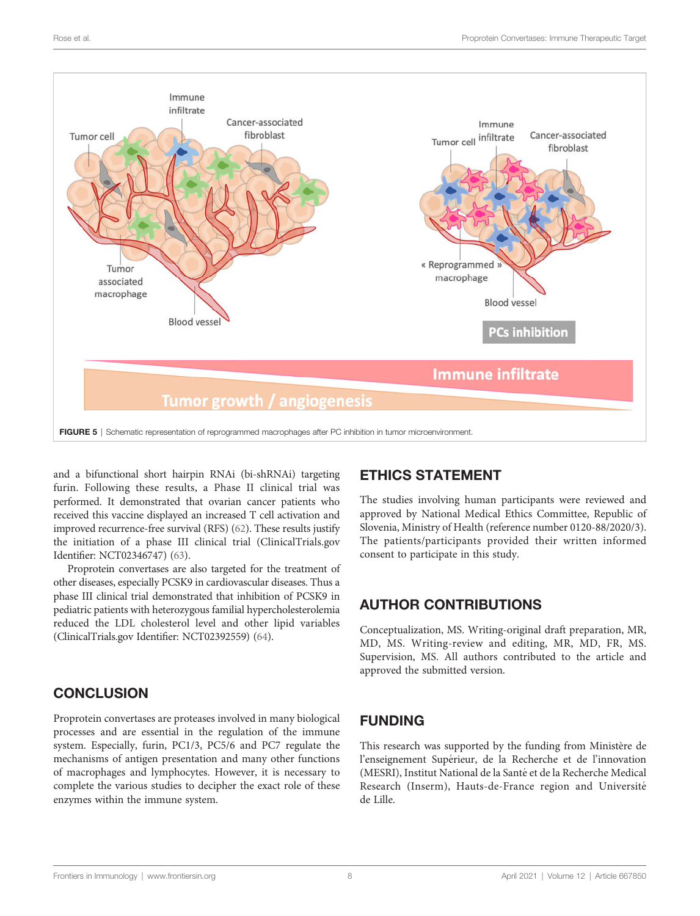FIGURE 5 | Schematic representation of reprogrammed macrophages after PC inhibition in tumor microenvironment.

and a bifunctional short hairpin RNAi (bi-shRNAi) targeting furin. Following these results, a Phase II clinical trial was performed. It demonstrated that ovarian cancer patients who received this vaccine displayed an increased T cell activation and improved recurrence-free survival (RFS) (62). These results justify the initiation of a phase III clinical trial (ClinicalTrials.gov Identifier: NCT02346747) (63).

Proprotein convertases are also targeted for the treatment of other diseases, especially PCSK9 in cardiovascular diseases. Thus a phase III clinical trial demonstrated that inhibition of PCSK9 in pediatric patients with heterozygous familial hypercholesterolemia reduced the LDL cholesterol level and other lipid variables (ClinicalTrials.gov Identifier: NCT02392559) (64).

## CONCLUSION

Proprotein convertases are proteases involved in many biological processes and are essential in the regulation of the immune system. Especially, furin, PC1/3, PC5/6 and PC7 regulate the mechanisms of antigen presentation and many other functions of macrophages and lymphocytes. However, it is necessary to complete the various studies to decipher the exact role of these enzymes within the immune system.

## ETHICS STATEMENT

The studies involving human participants were reviewed and approved by National Medical Ethics Committee, Republic of Slovenia, Ministry of Health (reference number 0120-88/2020/3). The patients/participants provided their written informed consent to participate in this study.

## AUTHOR CONTRIBUTIONS

Conceptualization, MS. Writing-original draft preparation, MR, MD, MS. Writing-review and editing, MR, MD, FR, MS. Supervision, MS. All authors contributed to the article and approved the submitted version.

## FUNDING

This research was supported by the funding from Ministère de l'enseignement Supérieur, de la Recherche et de l'innovation (MESRI), Institut National de la Santé et de la Recherche Medical Research (Inserm), Hauts-de-France region and Université de Lille.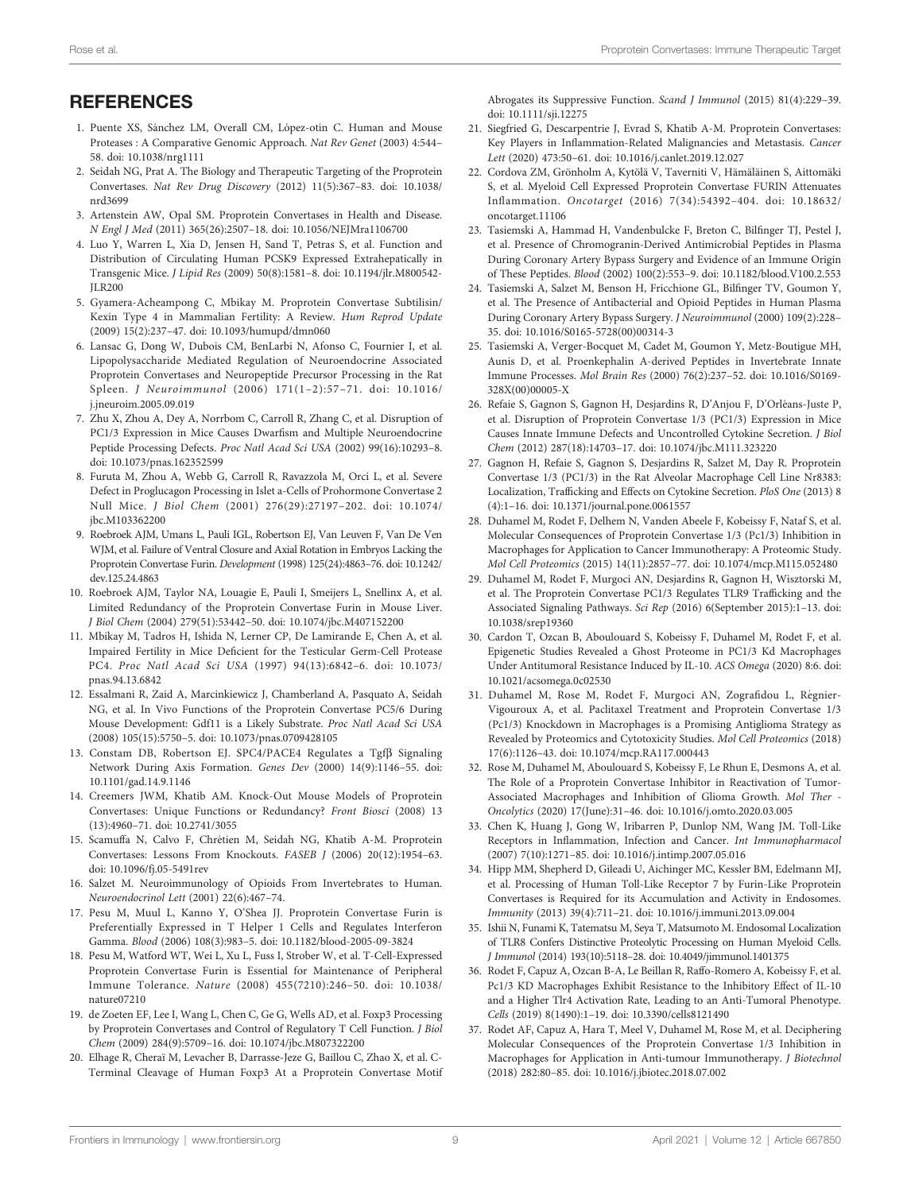## REFERENCES

1. Puente XS, Sánchez LM, Overall CM, López-otín C. Human and Mouse Proteases : A Comparative Genomic Approach. *Nat Rev Genet* (2003) 4:544–58. doi: 10.1038/nrg1111
2. Seidah NG, Prat A. The Biology and Therapeutic Targeting of the Proprotein Convertases. *Nat Rev Drug Discovery* (2012) 11(5):367–83. doi: 10.1038/nrd3699
3. Artenstein AW, Opal SM. Proprotein Convertases in Health and Disease. *N Engl J Med* (2011) 365(26):2507–18. doi: 10.1056/NEJMra1106700
4. Luo Y, Warren L, Xia D, Jensen H, Sand T, Petras S, et al. Function and Distribution of Circulating Human PCSK9 Expressed Extrahepatically in Transgenic Mice. *J Lipid Res* (2009) 50(8):1581–8. doi: 10.1194/jlr.M800542-JLR200
5. Gyamera-Acheampong C, Mbikay M. Proprotein Convertase Subtilisin/Kexin Type 4 in Mammalian Fertility: A Review. *Hum Reprod Update* (2009) 15(2):237–47. doi: 10.1093/humupd/dmn060
6. Lansac G, Dong W, Dubois CM, BenLarbi N, Afonso C, Fournier I, et al. Lipopolysaccharide Mediated Regulation of Neuroendocrine Associated Proprotein Convertases and Neuropeptide Precursor Processing in the Rat Spleen. *J Neuroimmunol* (2006) 171(1–2):57–71. doi: 10.1016/j.jneuroim.2005.09.019
7. Zhu X, Zhou A, Dey A, Norrbom C, Carroll R, Zhang C, et al. Disruption of PC1/3 Expression in Mice Causes Dwarfism and Multiple Neuroendocrine Peptide Processing Defects. *Proc Natl Acad Sci USA* (2002) 99(16):10293–8. doi: 10.1073/pnas.162352599
8. Furuta M, Zhou A, Webb G, Carroll R, Ravazzola M, Orci L, et al. Severe Defect in Proglucagon Processing in Islet a-Cells of Prohormone Convertase 2 Null Mice. *J Biol Chem* (2001) 276(29):27197–202. doi: 10.1074/jbc.M103362200
9. Roebroek AJM, Umans L, Pauli IGL, Robertson EJ, Van Leuven F, Van De Ven WJM, et al. Failure of Ventral Closure and Axial Rotation in Embryos Lacking the Proprotein Convertase Furin. *Development* (1998) 125(24):4863–76. doi: 10.1242/dev.125.24.4863
10. Roebroek AJM, Taylor NA, Louagie E, Pauli I, Smeijers L, Snellinx A, et al. Limited Redundancy of the Proprotein Convertase Furin in Mouse Liver. *J Biol Chem* (2004) 279(51):53442–50. doi: 10.1074/jbc.M407152200
11. Mbikay M, Tadros H, Ishida N, Lerner CP, De Lamirande E, Chen A, et al. Impaired Fertility in Mice Deficient for the Testicular Germ-Cell Protease PC4. *Proc Natl Acad Sci USA* (1997) 94(13):6842–6. doi: 10.1073/pnas.94.13.6842
12. Essalmani R, Zaid A, Marcinkiewicz J, Chamberland A, Pasquato A, Seidah NG, et al. In Vivo Functions of the Proprotein Convertase PC5/6 During Mouse Development: Gdf11 is a Likely Substrate. *Proc Natl Acad Sci USA* (2008) 105(15):5750–5. doi: 10.1073/pnas.0709428105
13. Constam DB, Robertson EJ. SPC4/PACE4 Regulates a Tgfβ Signaling Network During Axis Formation. *Genes Dev* (2000) 14(9):1146–55. doi: 10.1101/gad.14.9.1146
14. Creemers JWM, Khatib AM. Knock-Out Mouse Models of Proprotein Convertases: Unique Functions or Redundancy? *Front Biosci* (2008) 13 (13):4960–71. doi: 10.2741/3055
15. Scamuffa N, Calvo F, Chrétien M, Seidah NG, Khatib A-M. Proprotein Convertases: Lessons From Knockouts. *FASEB J* (2006) 20(12):1954–63. doi: 10.1096/fj.05-5491rev
16. Salzet M. Neuroimmunology of Opioids From Invertebrates to Human. *Neuroendocrinol Lett* (2001) 22(6):467–74.
17. Pesu M, Muul L, Kanno Y, O'Shea JJ. Proprotein Convertase Furin is Preferentially Expressed in T Helper 1 Cells and Regulates Interferon Gamma. *Blood* (2006) 108(3):983–5. doi: 10.1182/blood-2005-09-3824
18. Pesu M, Watford WT, Wei L, Xu L, Fuss I, Strober W, et al. T-Cell-Expressed Proprotein Convertase Furin is Essential for Maintenance of Peripheral Immune Tolerance. *Nature* (2008) 455(7210):246–50. doi: 10.1038/nature07210
19. de Zoeten EF, Lee I, Wang L, Chen C, Ge G, Wells AD, et al. Foxp3 Processing by Proprotein Convertases and Control of Regulatory T Cell Function. *J Biol Chem* (2009) 284(9):5709–16. doi: 10.1074/jbc.M807322200
20. Elhage R, Cheraï M, Levacher B, Darrasse-Jeze G, Baillou C, Zhao X, et al. C-Terminal Cleavage of Human Foxp3 At a Proprotein Convertase Motif Abrogates its Suppressive Function. *Scand J Immunol* (2015) 81(4):229–39. doi: 10.1111/sji.12275
21. Siegfried G, Descarpentrie J, Evrad S, Khatib A-M. Proprotein Convertases: Key Players in Inflammation-Related Malignancies and Metastasis. *Cancer Lett* (2020) 473:50–61. doi: 10.1016/j.canlet.2019.12.027
22. Cordova ZM, Grönholm A, Kytölä V, Taverniti V, Hämäläinen S, Aittomäki S, et al. Myeloid Cell Expressed Proprotein Convertase FURIN Attenuates Inflammation. *Oncotarget* (2016) 7(34):54392–404. doi: 10.18632/oncotarget.11106
23. Tasiemski A, Hammad H, Vandenbulcke F, Breton C, Bilfinger TJ, Pestel J, et al. Presence of Chromogranin-Derived Antimicrobial Peptides in Plasma During Coronary Artery Bypass Surgery and Evidence of an Immune Origin of These Peptides. *Blood* (2002) 100(2):553–9. doi: 10.1182/blood.V100.2.553
24. Tasiemski A, Salzet M, Benson H, Fricchione GL, Bilfinger TV, Goumon Y, et al. The Presence of Antibacterial and Opioid Peptides in Human Plasma During Coronary Artery Bypass Surgery. *J Neuroimmunol* (2000) 109(2):228–35. doi: 10.1016/S0165-5728(00)00314-3
25. Tasiemski A, Verger-Bocquet M, Cadet M, Goumon Y, Metz-Boutigue MH, Aunis D, et al. Proenkephalin A-derived Peptides in Invertebrate Innate Immune Processes. *Mol Brain Res* (2000) 76(2):237–52. doi: 10.1016/S0169-328X(00)00005-X
26. Refaie S, Gagnon S, Gagnon H, Desjardins R, D'Anjou F, D'Orléans-Juste P, et al. Disruption of Proprotein Convertase 1/3 (PC1/3) Expression in Mice Causes Innate Immune Defects and Uncontrolled Cytokine Secretion. *J Biol Chem* (2012) 287(18):14703–17. doi: 10.1074/jbc.M111.323220
27. Gagnon H, Refaie S, Gagnon S, Desjardins R, Salzet M, Day R. Proprotein Convertase 1/3 (PC1/3) in the Rat Alveolar Macrophage Cell Line Nr8383: Localization, Trafficking and Effects on Cytokine Secretion. *PloS One* (2013) 8 (4):1–16. doi: 10.1371/journal.pone.0061557
28. Duhamel M, Rodet F, Delhem N, Vanden Abeele F, Kobeissy F, Nataf S, et al. Molecular Consequences of Proprotein Convertase 1/3 (Pc1/3) Inhibition in Macrophages for Application to Cancer Immunotherapy: A Proteomic Study. *Mol Cell Proteomics* (2015) 14(11):2857–77. doi: 10.1074/mcp.M115.052480
29. Duhamel M, Rodet F, Murgoci AN, Desjardins R, Gagnon H, Wisztorski M, et al. The Proprotein Convertase PC1/3 Regulates TLR9 Trafficking and the Associated Signaling Pathways. *Sci Rep* (2016) 6(September 2015):1–13. doi: 10.1038/srep19360
30. Cardon T, Ozcan B, Aboulouard S, Kobeissy F, Duhamel M, Rodet F, et al. Epigenetic Studies Revealed a Ghost Proteome in PC1/3 Kd Macrophages Under Antitumoral Resistance Induced by IL-10. *ACS Omega* (2020) 8:6. doi: 10.1021/acsomega.0c02530
31. Duhamel M, Rose M, Rodet F, Murgoci AN, Zografidou L, Régnier-Vigouroux A, et al. Paclitaxel Treatment and Proprotein Convertase 1/3 (Pc1/3) Knockdown in Macrophages is a Promising Antiglioma Strategy as Revealed by Proteomics and Cytotoxicity Studies. *Mol Cell Proteomics* (2018) 17(6):1126–43. doi: 10.1074/mcp.RA117.000443
32. Rose M, Duhamel M, Aboulouard S, Kobeissy F, Le Rhun E, Desmons A, et al. The Role of a Proprotein Convertase Inhibitor in Reactivation of Tumor-Associated Macrophages and Inhibition of Glioma Growth. *Mol Ther - Oncolytics* (2020) 17(June):31–46. doi: 10.1016/j.omto.2020.03.005
33. Chen K, Huang J, Gong W, Iribarren P, Dunlop NM, Wang JM. Toll-Like Receptors in Inflammation, Infection and Cancer. *Int Immunopharmacol* (2007) 7(10):1271–85. doi: 10.1016/j.intimp.2007.05.016
34. Hipp MM, Shepherd D, Gileadi U, Aichinger MC, Kessler BM, Edelmann MJ, et al. Processing of Human Toll-Like Receptor 7 by Furin-Like Proprotein Convertases is Required for its Accumulation and Activity in Endosomes. *Immunity* (2013) 39(4):711–21. doi: 10.1016/j.immuni.2013.09.004
35. Ishii N, Funami K, Tatematsu M, Seya T, Matsumoto M. Endosomal Localization of TLR8 Confers Distinctive Proteolytic Processing on Human Myeloid Cells. *J Immunol* (2014) 193(10):5118–28. doi: 10.4049/jimmunol.1401375
36. Rodet F, Capuz A, Ozcan B-A, Le Beillan R, Raffo-Romero A, Kobeissy F, et al. Pc1/3 KD Macrophages Exhibit Resistance to the Inhibitory Effect of IL-10 and a Higher Tlr4 Activation Rate, Leading to an Anti-Tumoral Phenotype. *Cells* (2019) 8(1490):1–19. doi: 10.3390/cells8121490
37. Rodet AF, Capuz A, Hara T, Meel V, Duhamel M, Rose M, et al. Deciphering Molecular Consequences of the Proprotein Convertase 1/3 Inhibition in Macrophages for Application in Anti-tumour Immunotherapy. *J Biotechnol* (2018) 282:80–85. doi: 10.1016/j.jbiotec.2018.07.002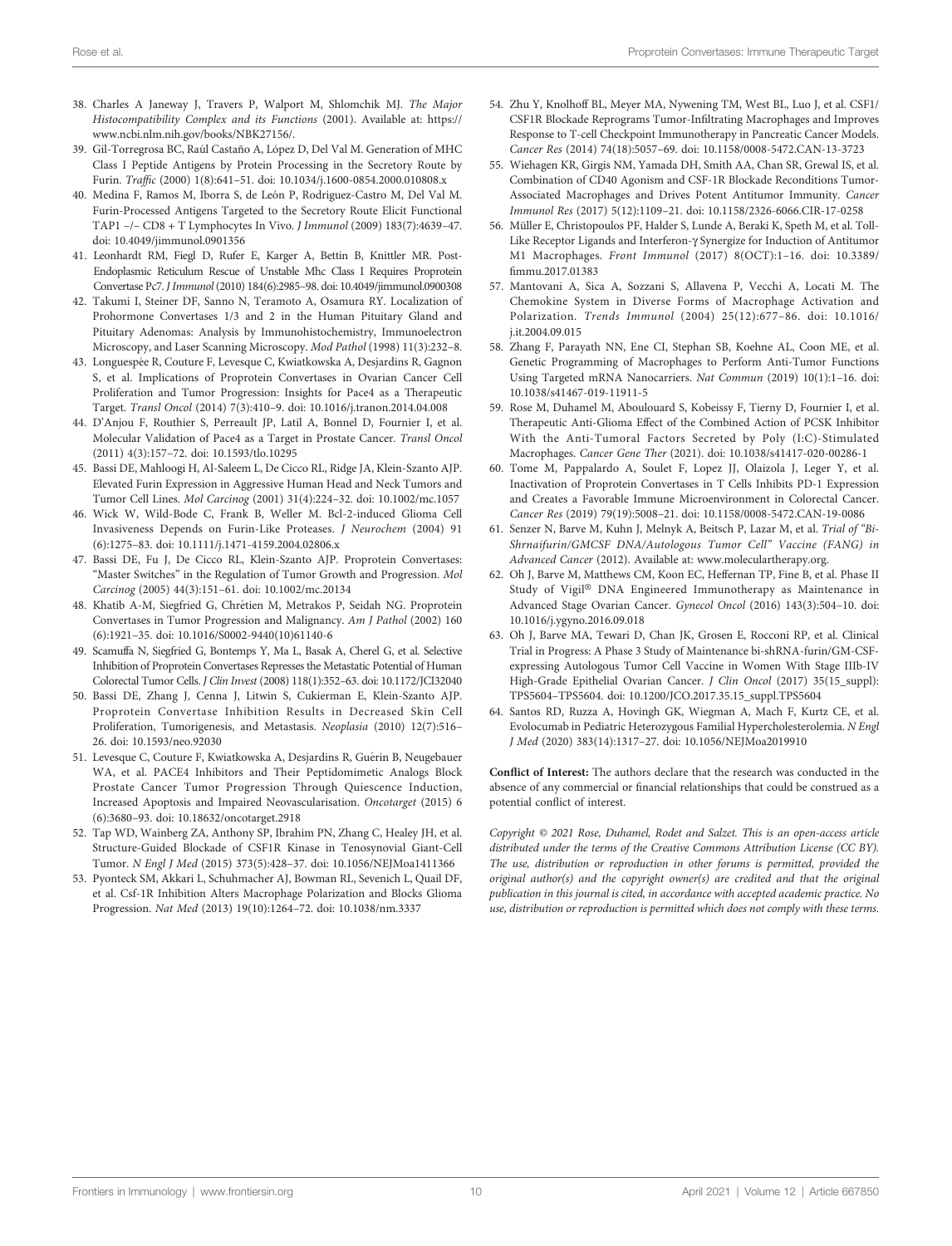38. Charles A Janeway J, Travers P, Walport M, Shlomchik MJ. *The Major Histocompatibility Complex and its Functions* (2001). Available at: https://www.ncbi.nlm.nih.gov/books/NBK27156/.
39. Gil-Torregrosa BC, Raúl Castaño A, López D, Del Val M. Generation of MHC Class I Peptide Antigens by Protein Processing in the Secretory Route by Furin. *Traffic* (2000) 1(8):641–51. doi: 10.1034/j.1600-0854.2000.010808.x
40. Medina F, Ramos M, Iborra S, de León P, Rodríguez-Castro M, Del Val M. Furin-Processed Antigens Targeted to the Secretory Route Elicit Functional TAP1 −/− CD8 + T Lymphocytes In Vivo. *J Immunol* (2009) 183(7):4639–47. doi: 10.4049/jimmunol.0901356
41. Leonhardt RM, Fiegl D, Rufer E, Karger A, Bettin B, Knittler MR. Post-Endoplasmic Reticulum Rescue of Unstable Mhc Class I Requires Proprotein Convertase Pc7. *J Immunol* (2010) 184(6):2985–98. doi: 10.4049/jimmunol.0900308
42. Takumi I, Steiner DF, Sanno N, Teramoto A, Osamura RY. Localization of Prohormone Convertases 1/3 and 2 in the Human Pituitary Gland and Pituitary Adenomas: Analysis by Immunohistochemistry, Immunoelectron Microscopy, and Laser Scanning Microscopy. *Mod Pathol* (1998) 11(3):232–8.
43. Longuespée R, Couture F, Levesque C, Kwiatkowska A, Desjardins R, Gagnon S, et al. Implications of Proprotein Convertases in Ovarian Cancer Cell Proliferation and Tumor Progression: Insights for Pace4 as a Therapeutic Target. *Transl Oncol* (2014) 7(3):410–9. doi: 10.1016/j.tranon.2014.04.008
44. D'Anjou F, Routhier S, Perreault JP, Latil A, Bonnel D, Fournier I, et al. Molecular Validation of Pace4 as a Target in Prostate Cancer. *Transl Oncol* (2011) 4(3):157–72. doi: 10.1593/tlo.10295
45. Bassi DE, Mahloogi H, Al-Saleem L, De Cicco RL, Ridge JA, Klein-Szanto AJP. Elevated Furin Expression in Aggressive Human Head and Neck Tumors and Tumor Cell Lines. *Mol Carcinog* (2001) 31(4):224–32. doi: 10.1002/mc.1057
46. Wick W, Wild-Bode C, Frank B, Weller M. Bcl-2-induced Glioma Cell Invasiveness Depends on Furin-Like Proteases. *J Neurochem* (2004) 91 (6):1275–83. doi: 10.1111/j.1471-4159.2004.02806.x
47. Bassi DE, Fu J, De Cicco RL, Klein-Szanto AJP. Proprotein Convertases: "Master Switches" in the Regulation of Tumor Growth and Progression. *Mol Carcinog* (2005) 44(3):151–61. doi: 10.1002/mc.20134
48. Khatib A-M, Siegfried G, Chrétien M, Metrakos P, Seidah NG. Proprotein Convertases in Tumor Progression and Malignancy. *Am J Pathol* (2002) 160 (6):1921–35. doi: 10.1016/S0002-9440(10)61140-6
49. Scamuffa N, Siegfried G, Bontemps Y, Ma L, Basak A, Cherel G, et al. Selective Inhibition of Proprotein Convertases Represses the Metastatic Potential of Human Colorectal Tumor Cells. *J Clin Invest* (2008) 118(1):352–63. doi: 10.1172/JCI32040
50. Bassi DE, Zhang J, Cenna J, Litwin S, Cukierman E, Klein-Szanto AJP. Proprotein Convertase Inhibition Results in Decreased Skin Cell Proliferation, Tumorigenesis, and Metastasis. *Neoplasia* (2010) 12(7):516–26. doi: 10.1593/neo.92030
51. Levesque C, Couture F, Kwiatkowska A, Desjardins R, Guérin B, Neugebauer WA, et al. PACE4 Inhibitors and Their Peptidomimetic Analogs Block Prostate Cancer Tumor Progression Through Quiescence Induction, Increased Apoptosis and Impaired Neovascularisation. *Oncotarget* (2015) 6 (6):3680–93. doi: 10.18632/oncotarget.2918
52. Tap WD, Wainberg ZA, Anthony SP, Ibrahim PN, Zhang C, Healey JH, et al. Structure-Guided Blockade of CSF1R Kinase in Tenosynovial Giant-Cell Tumor. *N Engl J Med* (2015) 373(5):428–37. doi: 10.1056/NEJMoa1411366
53. Pyonteck SM, Akkari L, Schuhmacher AJ, Bowman RL, Sevenich L, Quail DF, et al. Csf-1R Inhibition Alters Macrophage Polarization and Blocks Glioma Progression. *Nat Med* (2013) 19(10):1264–72. doi: 10.1038/nm.3337
54. Zhu Y, Knolhoff BL, Meyer MA, Nywening TM, West BL, Luo J, et al. CSF1/CSF1R Blockade Reprograms Tumor-Infiltrating Macrophages and Improves Response to T-cell Checkpoint Immunotherapy in Pancreatic Cancer Models. *Cancer Res* (2014) 74(18):5057–69. doi: 10.1158/0008-5472.CAN-13-3723
55. Wiehagen KR, Girgis NM, Yamada DH, Smith AA, Chan SR, Grewal IS, et al. Combination of CD40 Agonism and CSF-1R Blockade Reconditions Tumor-Associated Macrophages and Drives Potent Antitumor Immunity. *Cancer Immunol Res* (2017) 5(12):1109–21. doi: 10.1158/2326-6066.CIR-17-0258
56. Müller E, Christopoulos PF, Halder S, Lunde A, Beraki K, Speth M, et al. Toll-Like Receptor Ligands and Interferon-γ Synergize for Induction of Antitumor M1 Macrophages. *Front Immunol* (2017) 8(OCT):1–16. doi: 10.3389/fimmu.2017.01383
57. Mantovani A, Sica A, Sozzani S, Allavena P, Vecchi A, Locati M. The Chemokine System in Diverse Forms of Macrophage Activation and Polarization. *Trends Immunol* (2004) 25(12):677–86. doi: 10.1016/j.it.2004.09.015
58. Zhang F, Parayath NN, Ene CI, Stephan SB, Koehne AL, Coon ME, et al. Genetic Programming of Macrophages to Perform Anti-Tumor Functions Using Targeted mRNA Nanocarriers. *Nat Commun* (2019) 10(1):1–16. doi: 10.1038/s41467-019-11911-5
59. Rose M, Duhamel M, Aboulouard S, Kobeissy F, Tierny D, Fournier I, et al. Therapeutic Anti-Glioma Effect of the Combined Action of PCSK Inhibitor With the Anti-Tumoral Factors Secreted by Poly (I:C)-Stimulated Macrophages. *Cancer Gene Ther* (2021). doi: 10.1038/s41417-020-00286-1
60. Tome M, Pappalardo A, Soulet F, Lopez JJ, Olaizola J, Leger Y, et al. Inactivation of Proprotein Convertases in T Cells Inhibits PD-1 Expression and Creates a Favorable Immune Microenvironment in Colorectal Cancer. *Cancer Res* (2019) 79(19):5008–21. doi: 10.1158/0008-5472.CAN-19-0086
61. Senzer N, Barve M, Kuhn J, Melnyk A, Beitsch P, Lazar M, et al. *Trial of "Bi-Shrnaifurin/GMCSF DNA/Autologous Tumor Cell" Vaccine (FANG) in Advanced Cancer* (2012). Available at: www.moleculartherapy.org.
62. Oh J, Barve M, Matthews CM, Koon EC, Heffernan TP, Fine B, et al. Phase II Study of Vigil® DNA Engineered Immunotherapy as Maintenance in Advanced Stage Ovarian Cancer. *Gynecol Oncol* (2016) 143(3):504–10. doi: 10.1016/j.ygyno.2016.09.018
63. Oh J, Barve MA, Tewari D, Chan JK, Grosen E, Rocconi RP, et al. Clinical Trial in Progress: A Phase 3 Study of Maintenance bi-shRNA-furin/GM-CSF-expressing Autologous Tumor Cell Vaccine in Women With Stage IIIb-IV High-Grade Epithelial Ovarian Cancer. *J Clin Oncol* (2017) 35(15_suppl): TPS5604–TPS5604. doi: 10.1200/JCO.2017.35.15_suppl.TPS5604
64. Santos RD, Ruzza A, Hovingh GK, Wiegman A, Mach F, Kurtz CE, et al. Evolocumab in Pediatric Heterozygous Familial Hypercholesterolemia. *N Engl J Med* (2020) 383(14):1317–27. doi: 10.1056/NEJMoa2019910

**Conflict of Interest:** The authors declare that the research was conducted in the absence of any commercial or financial relationships that could be construed as a potential conflict of interest.

*Copyright © 2021 Rose, Duhamel, Rodet and Salzet. This is an open-access article distributed under the terms of the Creative Commons Attribution License (CC BY). The use, distribution or reproduction in other forums is permitted, provided the original author(s) and the copyright owner(s) are credited and that the original publication in this journal is cited, in accordance with accepted academic practice. No use, distribution or reproduction is permitted which does not comply with these terms.*